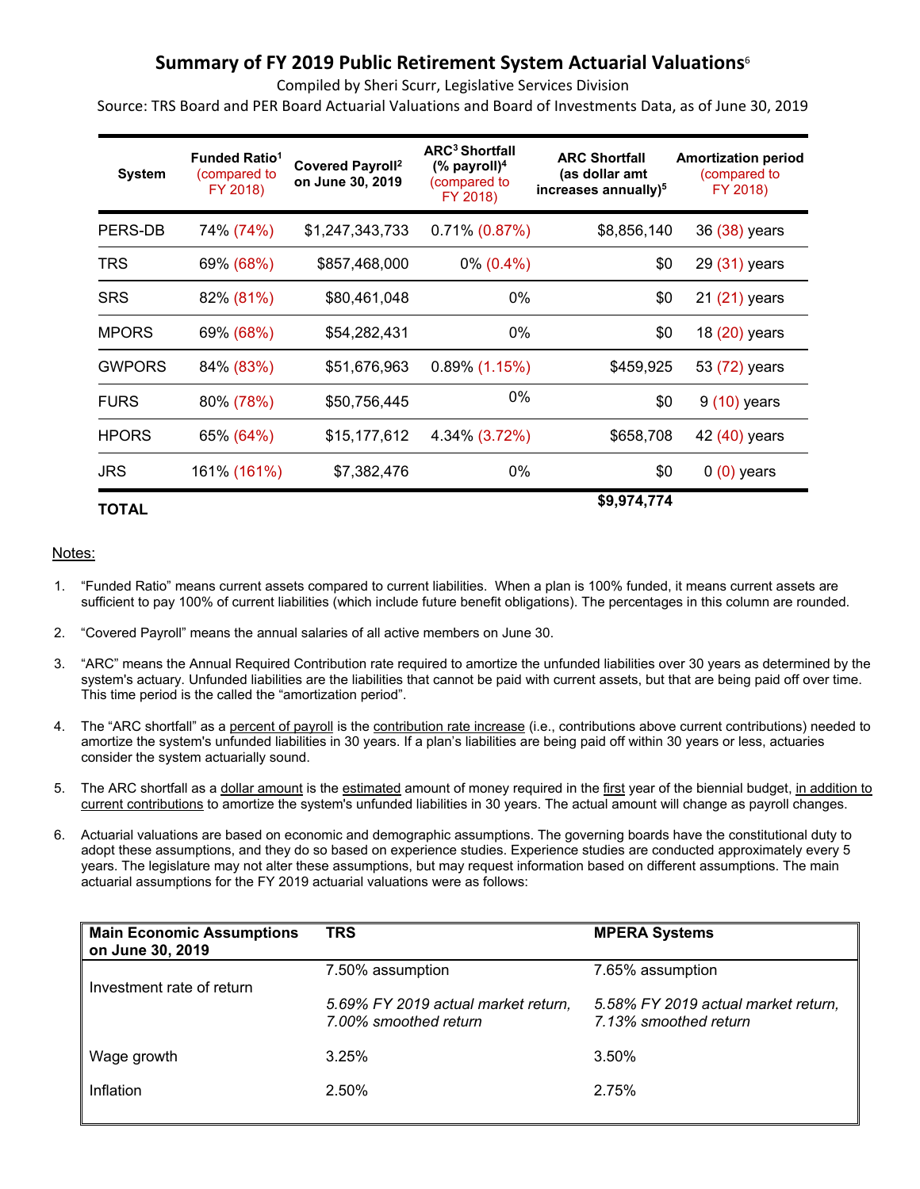# Summary of FY 2019 Public Retirement System Actuarial Valuations[6]

Compiled by Sheri Scurr, Legislative Services Division

Source: TRS Board and PER Board Actuarial Valuations and Board of Investments Data, as of June 30, 2019

| System | Funded Ratio[1] (compared to FY 2018) | Covered Payroll[2] on June 30, 2019 | ARC[3] Shortfall (% payroll)[4] (compared to FY 2018) | ARC Shortfall (as dollar amt increases annually)[5] | Amortization period (compared to FY 2018) |
|---|---|---|---|---|---|
| PERS-DB | 74% (74%) | $1,247,343,733 | 0.71% (0.87%) | $8,856,140 | 36 (38) years |
| TRS | 69% (68%) | $857,468,000 | 0% (0.4%) | $0 | 29 (31) years |
| SRS | 82% (81%) | $80,461,048 | 0% | $0 | 21 (21) years |
| MPORS | 69% (68%) | $54,282,431 | 0% | $0 | 18 (20) years |
| GWPORS | 84% (83%) | $51,676,963 | 0.89% (1.15%) | $459,925 | 53 (72) years |
| FURS | 80% (78%) | $50,756,445 | 0% | $0 | 9 (10) years |
| HPORS | 65% (64%) | $15,177,612 | 4.34% (3.72%) | $658,708 | 42 (40) years |
| JRS | 161% (161%) | $7,382,476 | 0% | $0 | 0 (0) years |
| **TOTAL** | | | | **$9,974,774** | |

Notes:

1. "Funded Ratio" means current assets compared to current liabilities. When a plan is 100% funded, it means current assets are sufficient to pay 100% of current liabilities (which include future benefit obligations). The percentages in this column are rounded.
2. "Covered Payroll" means the annual salaries of all active members on June 30.
3. "ARC" means the Annual Required Contribution rate required to amortize the unfunded liabilities over 30 years as determined by the system's actuary. Unfunded liabilities are the liabilities that cannot be paid with current assets, but that are being paid off over time. This time period is the called the "amortization period".
4. The "ARC shortfall" as a percent of payroll is the contribution rate increase (i.e., contributions above current contributions) needed to amortize the system's unfunded liabilities in 30 years. If a plan's liabilities are being paid off within 30 years or less, actuaries consider the system actuarially sound.
5. The ARC shortfall as a dollar amount is the estimated amount of money required in the first year of the biennial budget, in addition to current contributions to amortize the system's unfunded liabilities in 30 years. The actual amount will change as payroll changes.
6. Actuarial valuations are based on economic and demographic assumptions. The governing boards have the constitutional duty to adopt these assumptions, and they do so based on experience studies. Experience studies are conducted approximately every 5 years. The legislature may not alter these assumptions, but may request information based on different assumptions. The main actuarial assumptions for the FY 2019 actuarial valuations were as follows:

| Main Economic Assumptions on June 30, 2019 | TRS | MPERA Systems |
|---|---|---|
| Investment rate of return | 7.50% assumption<br>*5.69% FY 2019 actual market return, 7.00% smoothed return* | 7.65% assumption<br>*5.58% FY 2019 actual market return, 7.13% smoothed return* |
| Wage growth | 3.25% | 3.50% |
| Inflation | 2.50% | 2.75% |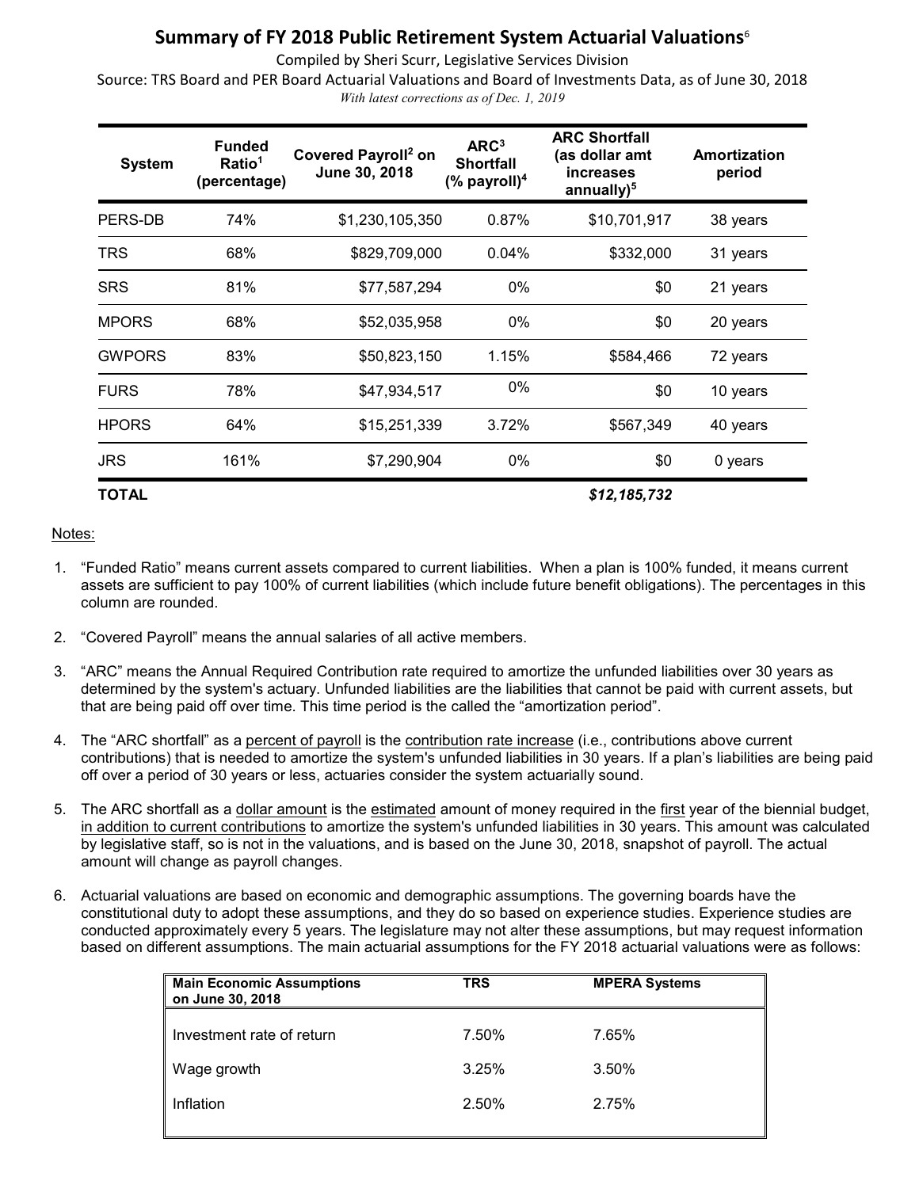# Summary of FY 2018 Public Retirement System Actuarial Valuations[6]

Compiled by Sheri Scurr, Legislative Services Division

Source: TRS Board and PER Board Actuarial Valuations and Board of Investments Data, as of June 30, 2018

*With latest corrections as of Dec. 1, 2019*

| System | Funded Ratio[1] (percentage) | Covered Payroll[2] on June 30, 2018 | ARC[3] Shortfall (% payroll)[4] | ARC Shortfall (as dollar amt increases annually)[5] | Amortization period |
|---|---|---|---|---|---|
| PERS-DB | 74% | $1,230,105,350 | 0.87% | $10,701,917 | 38 years |
| TRS | 68% | $829,709,000 | 0.04% | $332,000 | 31 years |
| SRS | 81% | $77,587,294 | 0% | $0 | 21 years |
| MPORS | 68% | $52,035,958 | 0% | $0 | 20 years |
| GWPORS | 83% | $50,823,150 | 1.15% | $584,466 | 72 years |
| FURS | 78% | $47,934,517 | 0% | $0 | 10 years |
| HPORS | 64% | $15,251,339 | 3.72% | $567,349 | 40 years |
| JRS | 161% | $7,290,904 | 0% | $0 | 0 years |
| **TOTAL** | | | | ***$12,185,732*** | |

Notes:

1. "Funded Ratio" means current assets compared to current liabilities. When a plan is 100% funded, it means current assets are sufficient to pay 100% of current liabilities (which include future benefit obligations). The percentages in this column are rounded.

2. "Covered Payroll" means the annual salaries of all active members.

3. "ARC" means the Annual Required Contribution rate required to amortize the unfunded liabilities over 30 years as determined by the system's actuary. Unfunded liabilities are the liabilities that cannot be paid with current assets, but that are being paid off over time. This time period is the called the "amortization period".

4. The "ARC shortfall" as a percent of payroll is the contribution rate increase (i.e., contributions above current contributions) that is needed to amortize the system's unfunded liabilities in 30 years. If a plan's liabilities are being paid off over a period of 30 years or less, actuaries consider the system actuarially sound.

5. The ARC shortfall as a dollar amount is the estimated amount of money required in the first year of the biennial budget, in addition to current contributions to amortize the system's unfunded liabilities in 30 years. This amount was calculated by legislative staff, so is not in the valuations, and is based on the June 30, 2018, snapshot of payroll. The actual amount will change as payroll changes.

6. Actuarial valuations are based on economic and demographic assumptions. The governing boards have the constitutional duty to adopt these assumptions, and they do so based on experience studies. Experience studies are conducted approximately every 5 years. The legislature may not alter these assumptions, but may request information based on different assumptions. The main actuarial assumptions for the FY 2018 actuarial valuations were as follows:

| Main Economic Assumptions on June 30, 2018 | TRS | MPERA Systems |
|---|---|---|
| Investment rate of return | 7.50% | 7.65% |
| Wage growth | 3.25% | 3.50% |
| Inflation | 2.50% | 2.75% |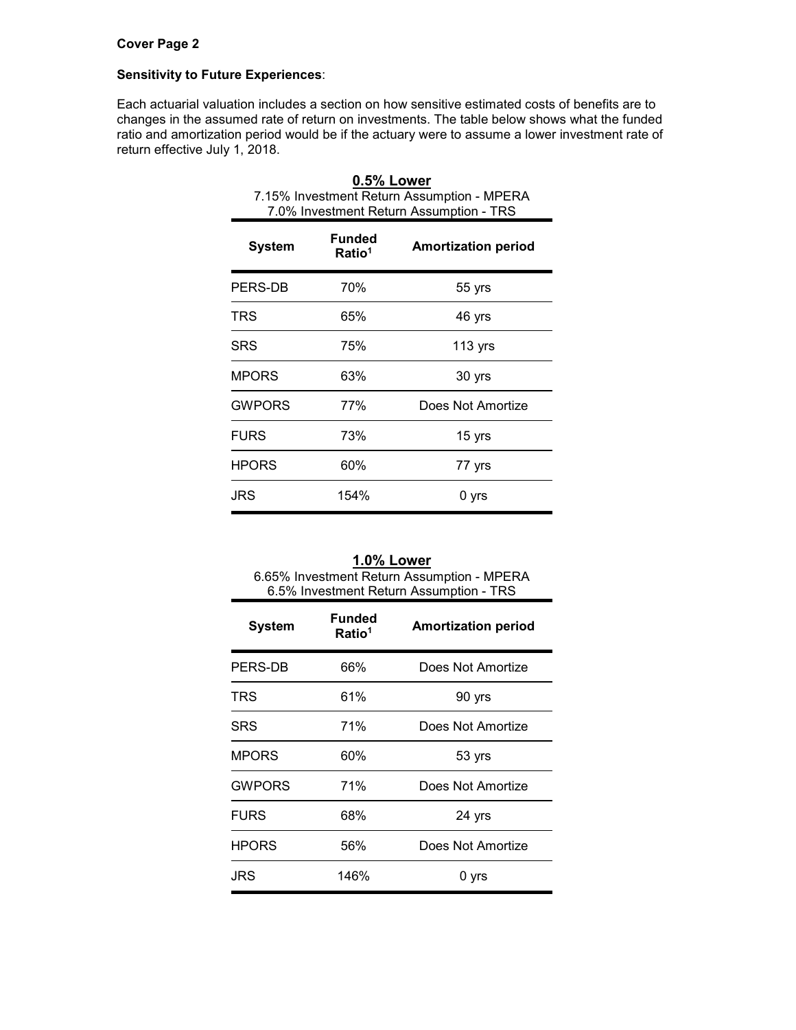**Cover Page 2**

**Sensitivity to Future Experiences**:

Each actuarial valuation includes a section on how sensitive estimated costs of benefits are to changes in the assumed rate of return on investments. The table below shows what the funded ratio and amortization period would be if the actuary were to assume a lower investment rate of return effective July 1, 2018.

**0.5% Lower**

7.15% Investment Return Assumption - MPERA
7.0% Investment Return Assumption - TRS

| System | Funded Ratio[1] | Amortization period |
|---|---|---|
| PERS-DB | 70% | 55 yrs |
| TRS | 65% | 46 yrs |
| SRS | 75% | 113 yrs |
| MPORS | 63% | 30 yrs |
| GWPORS | 77% | Does Not Amortize |
| FURS | 73% | 15 yrs |
| HPORS | 60% | 77 yrs |
| JRS | 154% | 0 yrs |

**1.0% Lower**

6.65% Investment Return Assumption - MPERA
6.5% Investment Return Assumption - TRS

| System | Funded Ratio[1] | Amortization period |
|---|---|---|
| PERS-DB | 66% | Does Not Amortize |
| TRS | 61% | 90 yrs |
| SRS | 71% | Does Not Amortize |
| MPORS | 60% | 53 yrs |
| GWPORS | 71% | Does Not Amortize |
| FURS | 68% | 24 yrs |
| HPORS | 56% | Does Not Amortize |
| JRS | 146% | 0 yrs |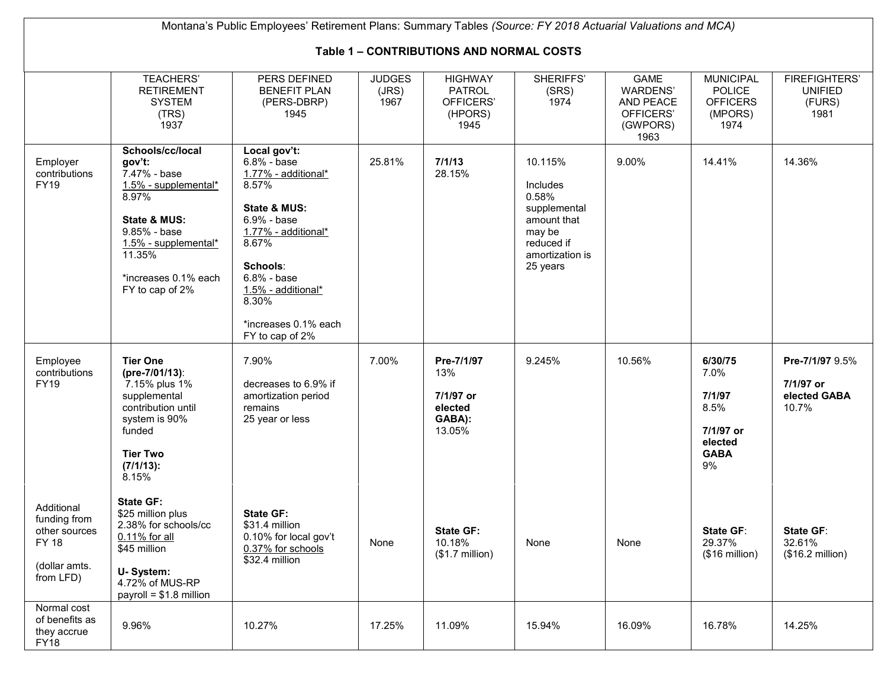Montana's Public Employees' Retirement Plans: Summary Tables *(Source: FY 2018 Actuarial Valuations and MCA)*

**Table 1 – CONTRIBUTIONS AND NORMAL COSTS**

| | TEACHERS' RETIREMENT SYSTEM (TRS) 1937 | PERS DEFINED BENEFIT PLAN (PERS-DBRP) 1945 | JUDGES (JRS) 1967 | HIGHWAY PATROL OFFICERS' (HPORS) 1945 | SHERIFFS' (SRS) 1974 | GAME WARDENS' AND PEACE OFFICERS' (GWPORS) 1963 | MUNICIPAL POLICE OFFICERS (MPORS) 1974 | FIREFIGHTERS' UNIFIED (FURS) 1981 |
|---|---|---|---|---|---|---|---|---|
| Employer contributions FY19 | **Schools/cc/local gov't:** 7.47% - base; 1.5% - supplemental* 8.97% **State & MUS:** 9.85% - base; 1.5% - supplemental* 11.35% *increases 0.1% each FY to cap of 2% | **Local gov't:** 6.8% - base; 1.77% - additional* 8.57% **State & MUS:** 6.9% - base; 1.77% - additional* 8.67% **Schools:** 6.8% - base; 1.5% - additional* 8.30% *increases 0.1% each FY to cap of 2% | 25.81% | **7/1/13** 28.15% | 10.115% Includes 0.58% supplemental amount that may be reduced if amortization is 25 years | 9.00% | 14.41% | 14.36% |
| Employee contributions FY19 | **Tier One (pre-7/01/13):** 7.15% plus 1% supplemental contribution until system is 90% funded **Tier Two (7/1/13):** 8.15% | 7.90% decreases to 6.9% if amortization period remains 25 year or less | 7.00% | **Pre-7/1/97** 13% **7/1/97 or elected GABA):** 13.05% | 9.245% | 10.56% | **6/30/75** 7.0% **7/1/97** 8.5% **7/1/97 or elected GABA** 9% | **Pre-7/1/97** 9.5% **7/1/97 or elected GABA** 10.7% |
| Additional funding from other sources FY 18 (dollar amts. from LFD) | **State GF:** $25 million plus 2.38% for schools/cc; 0.11% for all; $45 million **U- System:** 4.72% of MUS-RP payroll = $1.8 million | **State GF:** $31.4 million; 0.10% for local gov't; 0.37% for schools; $32.4 million | None | **State GF:** 10.18% ($1.7 million) | None | None | **State GF**: 29.37% ($16 million) | **State GF**: 32.61% ($16.2 million) |
| Normal cost of benefits as they accrue FY18 | 9.96% | 10.27% | 17.25% | 11.09% | 15.94% | 16.09% | 16.78% | 14.25% |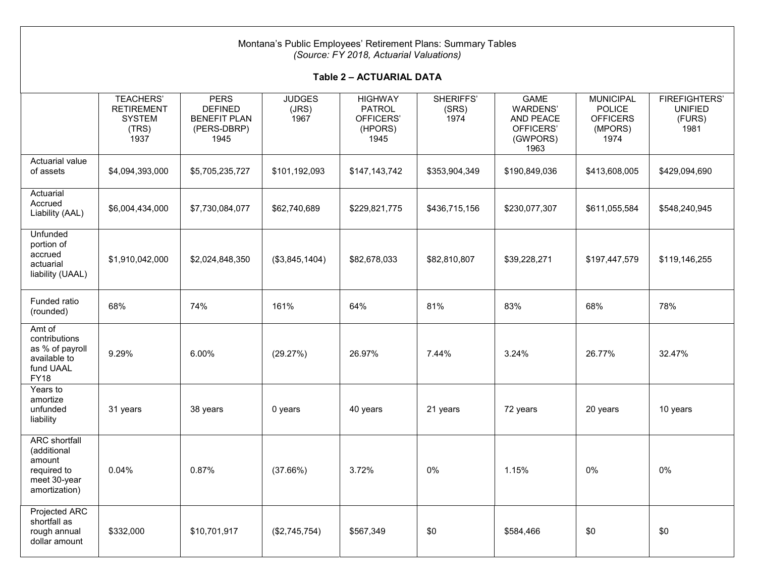Montana's Public Employees' Retirement Plans: Summary Tables
*(Source: FY 2018, Actuarial Valuations)*

**Table 2 – ACTUARIAL DATA**

| | TEACHERS' RETIREMENT SYSTEM (TRS) 1937 | PERS DEFINED BENEFIT PLAN (PERS-DBRP) 1945 | JUDGES (JRS) 1967 | HIGHWAY PATROL OFFICERS' (HPORS) 1945 | SHERIFFS' (SRS) 1974 | GAME WARDENS' AND PEACE OFFICERS' (GWPORS) 1963 | MUNICIPAL POLICE OFFICERS (MPORS) 1974 | FIREFIGHTERS' UNIFIED (FURS) 1981 |
|---|---|---|---|---|---|---|---|---|
| Actuarial value of assets | $4,094,393,000 | $5,705,235,727 | $101,192,093 | $147,143,742 | $353,904,349 | $190,849,036 | $413,608,005 | $429,094,690 |
| Actuarial Accrued Liability (AAL) | $6,004,434,000 | $7,730,084,077 | $62,740,689 | $229,821,775 | $436,715,156 | $230,077,307 | $611,055,584 | $548,240,945 |
| Unfunded portion of accrued actuarial liability (UAAL) | $1,910,042,000 | $2,024,848,350 | ($3,845,1404) | $82,678,033 | $82,810,807 | $39,228,271 | $197,447,579 | $119,146,255 |
| Funded ratio (rounded) | 68% | 74% | 161% | 64% | 81% | 83% | 68% | 78% |
| Amt of contributions as % of payroll available to fund UAAL FY18 | 9.29% | 6.00% | (29.27%) | 26.97% | 7.44% | 3.24% | 26.77% | 32.47% |
| Years to amortize unfunded liability | 31 years | 38 years | 0 years | 40 years | 21 years | 72 years | 20 years | 10 years |
| ARC shortfall (additional amount required to meet 30-year amortization) | 0.04% | 0.87% | (37.66%) | 3.72% | 0% | 1.15% | 0% | 0% |
| Projected ARC shortfall as rough annual dollar amount | $332,000 | $10,701,917 | ($2,745,754) | $567,349 | $0 | $584,466 | $0 | $0 |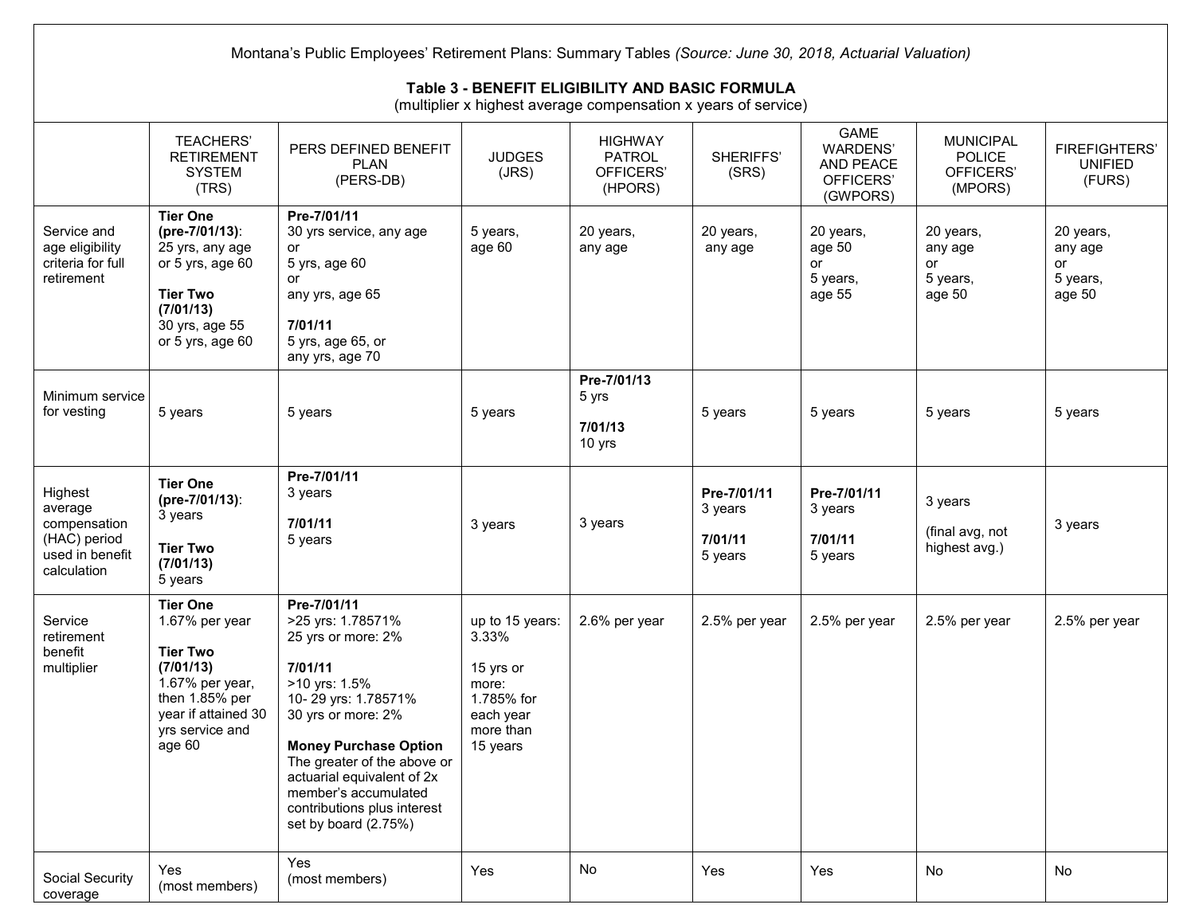Montana's Public Employees' Retirement Plans: Summary Tables *(Source: June 30, 2018, Actuarial Valuation)*

**Table 3 - BENEFIT ELIGIBILITY AND BASIC FORMULA**
(multiplier x highest average compensation x years of service)

| | TEACHERS' RETIREMENT SYSTEM (TRS) | PERS DEFINED BENEFIT PLAN (PERS-DB) | JUDGES (JRS) | HIGHWAY PATROL OFFICERS' (HPORS) | SHERIFFS' (SRS) | GAME WARDENS' AND PEACE OFFICERS' (GWPORS) | MUNICIPAL POLICE OFFICERS' (MPORS) | FIREFIGHTERS' UNIFIED (FURS) |
|---|---|---|---|---|---|---|---|---|
| Service and age eligibility criteria for full retirement | **Tier One (pre-7/01/13)**: 25 yrs, any age or 5 yrs, age 60<br>**Tier Two (7/01/13)** 30 yrs, age 55 or 5 yrs, age 60 | **Pre-7/01/11** 30 yrs service, any age or 5 yrs, age 60 or any yrs, age 65<br>**7/01/11** 5 yrs, age 65, or any yrs, age 70 | 5 years, age 60 | 20 years, any age | 20 years, any age | 20 years, age 50 or 5 years, age 55 | 20 years, any age or 5 years, age 50 | 20 years, any age or 5 years, age 50 |
| Minimum service for vesting | 5 years | 5 years | 5 years | **Pre-7/01/13** 5 yrs<br>**7/01/13** 10 yrs | 5 years | 5 years | 5 years | 5 years |
| Highest average compensation (HAC) period used in benefit calculation | **Tier One (pre-7/01/13)**: 3 years<br>**Tier Two (7/01/13)** 5 years | **Pre-7/01/11** 3 years<br>**7/01/11** 5 years | 3 years | 3 years | **Pre-7/01/11** 3 years<br>**7/01/11** 5 years | **Pre-7/01/11** 3 years<br>**7/01/11** 5 years | 3 years<br>(final avg, not highest avg.) | 3 years |
| Service retirement benefit multiplier | **Tier One** 1.67% per year<br>**Tier Two (7/01/13)** 1.67% per year, then 1.85% per year if attained 30 yrs service and age 60 | **Pre-7/01/11** >25 yrs: 1.78571% 25 yrs or more: 2%<br>**7/01/11** >10 yrs: 1.5% 10- 29 yrs: 1.78571% 30 yrs or more: 2%<br>**Money Purchase Option** The greater of the above or actuarial equivalent of 2x member's accumulated contributions plus interest set by board (2.75%) | up to 15 years: 3.33%<br>15 yrs or more: 1.785% for each year more than 15 years | 2.6% per year | 2.5% per year | 2.5% per year | 2.5% per year | 2.5% per year |
| Social Security coverage | Yes (most members) | Yes (most members) | Yes | No | Yes | Yes | No | No |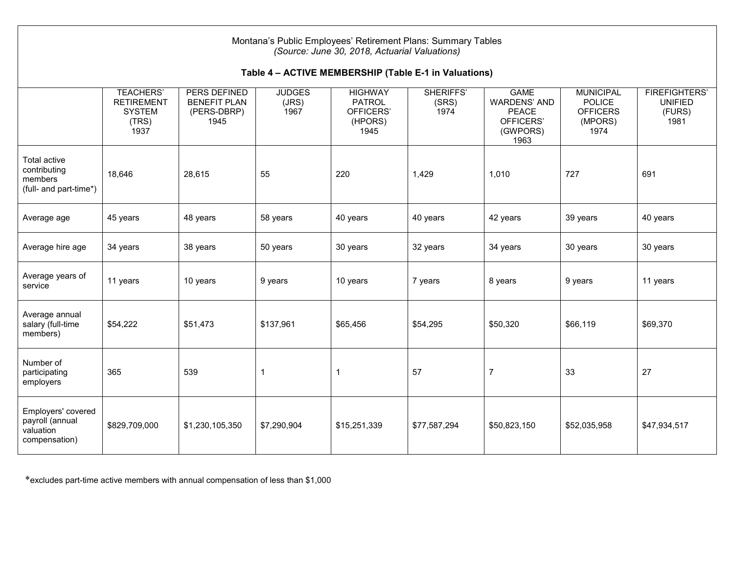Montana's Public Employees' Retirement Plans: Summary Tables
*(Source: June 30, 2018, Actuarial Valuations)*

**Table 4 – ACTIVE MEMBERSHIP (Table E-1 in Valuations)**

| | TEACHERS' RETIREMENT SYSTEM (TRS) 1937 | PERS DEFINED BENEFIT PLAN (PERS-DBRP) 1945 | JUDGES (JRS) 1967 | HIGHWAY PATROL OFFICERS' (HPORS) 1945 | SHERIFFS' (SRS) 1974 | GAME WARDENS' AND PEACE OFFICERS' (GWPORS) 1963 | MUNICIPAL POLICE OFFICERS (MPORS) 1974 | FIREFIGHTERS' UNIFIED (FURS) 1981 |
|---|---|---|---|---|---|---|---|---|
| Total active contributing members (full- and part-time*) | 18,646 | 28,615 | 55 | 220 | 1,429 | 1,010 | 727 | 691 |
| Average age | 45 years | 48 years | 58 years | 40 years | 40 years | 42 years | 39 years | 40 years |
| Average hire age | 34 years | 38 years | 50 years | 30 years | 32 years | 34 years | 30 years | 30 years |
| Average years of service | 11 years | 10 years | 9 years | 10 years | 7 years | 8 years | 9 years | 11 years |
| Average annual salary (full-time members) | $54,222 | $51,473 | $137,961 | $65,456 | $54,295 | $50,320 | $66,119 | $69,370 |
| Number of participating employers | 365 | 539 | 1 | 1 | 57 | 7 | 33 | 27 |
| Employers' covered payroll (annual valuation compensation) | $829,709,000 | $1,230,105,350 | $7,290,904 | $15,251,339 | $77,587,294 | $50,823,150 | $52,035,958 | $47,934,517 |

*excludes part-time active members with annual compensation of less than $1,000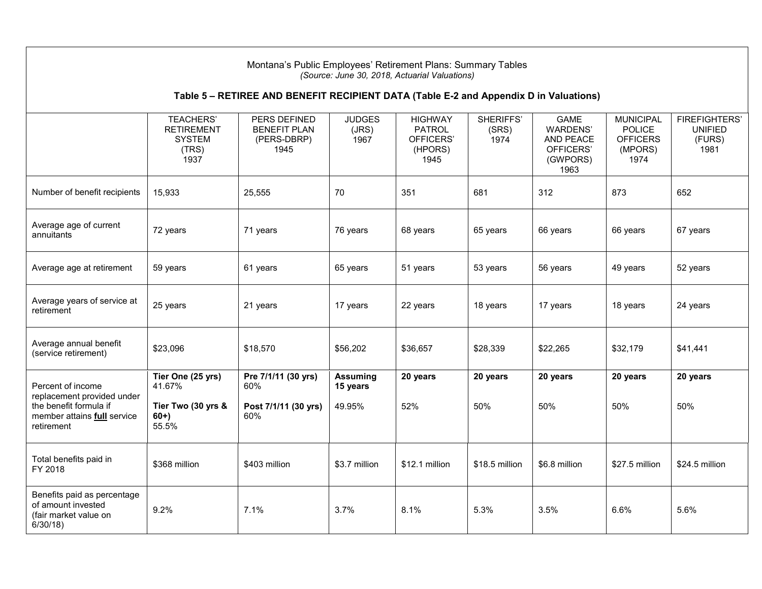Montana's Public Employees' Retirement Plans: Summary Tables

*(Source: June 30, 2018, Actuarial Valuations)*

**Table 5 – RETIREE AND BENEFIT RECIPIENT DATA (Table E-2 and Appendix D in Valuations)**

| | TEACHERS' RETIREMENT SYSTEM (TRS) 1937 | PERS DEFINED BENEFIT PLAN (PERS-DBRP) 1945 | JUDGES (JRS) 1967 | HIGHWAY PATROL OFFICERS' (HPORS) 1945 | SHERIFFS' (SRS) 1974 | GAME WARDENS' AND PEACE OFFICERS' (GWPORS) 1963 | MUNICIPAL POLICE OFFICERS (MPORS) 1974 | FIREFIGHTERS' UNIFIED (FURS) 1981 |
|---|---|---|---|---|---|---|---|---|
| Number of benefit recipients | 15,933 | 25,555 | 70 | 351 | 681 | 312 | 873 | 652 |
| Average age of current annuitants | 72 years | 71 years | 76 years | 68 years | 65 years | 66 years | 66 years | 67 years |
| Average age at retirement | 59 years | 61 years | 65 years | 51 years | 53 years | 56 years | 49 years | 52 years |
| Average years of service at retirement | 25 years | 21 years | 17 years | 22 years | 18 years | 17 years | 18 years | 24 years |
| Average annual benefit (service retirement) | $23,096 | $18,570 | $56,202 | $36,657 | $28,339 | $22,265 | $32,179 | $41,441 |
| Percent of income replacement provided under the benefit formula if member attains **full** service retirement | **Tier One (25 yrs)** 41.67% **Tier Two (30 yrs & 60+)** 55.5% | **Pre 7/1/11 (30 yrs)** 60% **Post 7/1/11 (30 yrs)** 60% | **Assuming 15 years** 49.95% | **20 years** 52% | **20 years** 50% | **20 years** 50% | **20 years** 50% | **20 years** 50% |
| Total benefits paid in FY 2018 | $368 million | $403 million | $3.7 million | $12.1 million | $18.5 million | $6.8 million | $27.5 million | $24.5 million |
| Benefits paid as percentage of amount invested (fair market value on 6/30/18) | 9.2% | 7.1% | 3.7% | 8.1% | 5.3% | 3.5% | 6.6% | 5.6% |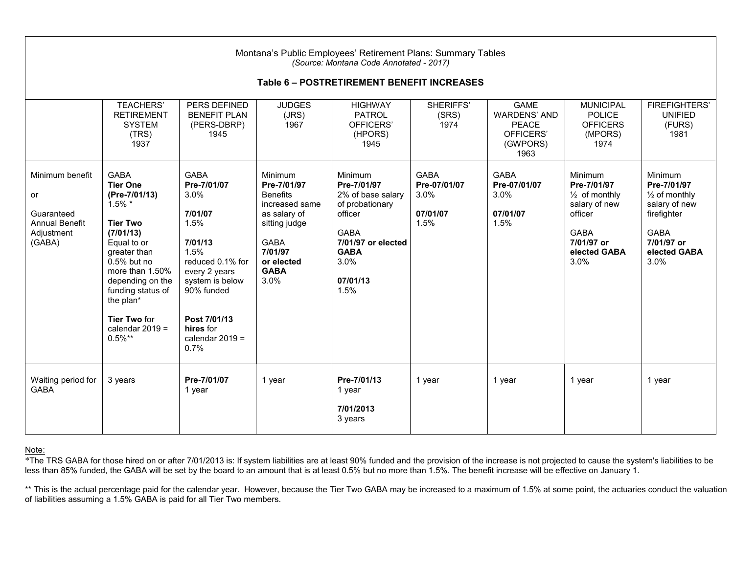Montana's Public Employees' Retirement Plans: Summary Tables

*(Source: Montana Code Annotated - 2017)*

**Table 6 – POSTRETIREMENT BENEFIT INCREASES**

| | TEACHERS' RETIREMENT SYSTEM (TRS) 1937 | PERS DEFINED BENEFIT PLAN (PERS-DBRP) 1945 | JUDGES (JRS) 1967 | HIGHWAY PATROL OFFICERS' (HPORS) 1945 | SHERIFFS' (SRS) 1974 | GAME WARDENS' AND PEACE OFFICERS' (GWPORS) 1963 | MUNICIPAL POLICE OFFICERS (MPORS) 1974 | FIREFIGHTERS' UNIFIED (FURS) 1981 |
|---|---|---|---|---|---|---|---|---|
| Minimum benefit or Guaranteed Annual Benefit Adjustment (GABA) | GABA **Tier One (Pre-7/01/13)** 1.5% * **Tier Two (7/01/13)** Equal to or greater than 0.5% but no more than 1.50% depending on the funding status of the plan* **Tier Two** for calendar 2019 = 0.5%** | GABA **Pre-7/01/07** 3.0% **7/01/07** 1.5% **7/01/13** 1.5% reduced 0.1% for every 2 years system is below 90% funded **Post 7/01/13 hires** for calendar 2019 = 0.7% | Minimum **Pre-7/01/97** Benefits increased same as salary of sitting judge GABA **7/01/97 or elected GABA** 3.0% | Minimum **Pre-7/01/97** 2% of base salary of probationary officer GABA **7/01/97 or elected GABA** 3.0% **07/01/13** 1.5% | GABA **Pre-07/01/07** 3.0% **07/01/07** 1.5% | GABA **Pre-07/01/07** 3.0% **07/01/07** 1.5% | Minimum **Pre-7/01/97** ½ of monthly salary of new officer GABA **7/01/97 or elected GABA** 3.0% | Minimum **Pre-7/01/97** ½ of monthly salary of new firefighter GABA **7/01/97 or elected GABA** 3.0% |
| Waiting period for GABA | 3 years | **Pre-7/01/07** 1 year | 1 year | **Pre-7/01/13** 1 year **7/01/2013** 3 years | 1 year | 1 year | 1 year | 1 year |

Note:

*The TRS GABA for those hired on or after 7/01/2013 is: If system liabilities are at least 90% funded and the provision of the increase is not projected to cause the system's liabilities to be less than 85% funded, the GABA will be set by the board to an amount that is at least 0.5% but no more than 1.5%. The benefit increase will be effective on January 1.

** This is the actual percentage paid for the calendar year. However, because the Tier Two GABA may be increased to a maximum of 1.5% at some point, the actuaries conduct the valuation of liabilities assuming a 1.5% GABA is paid for all Tier Two members.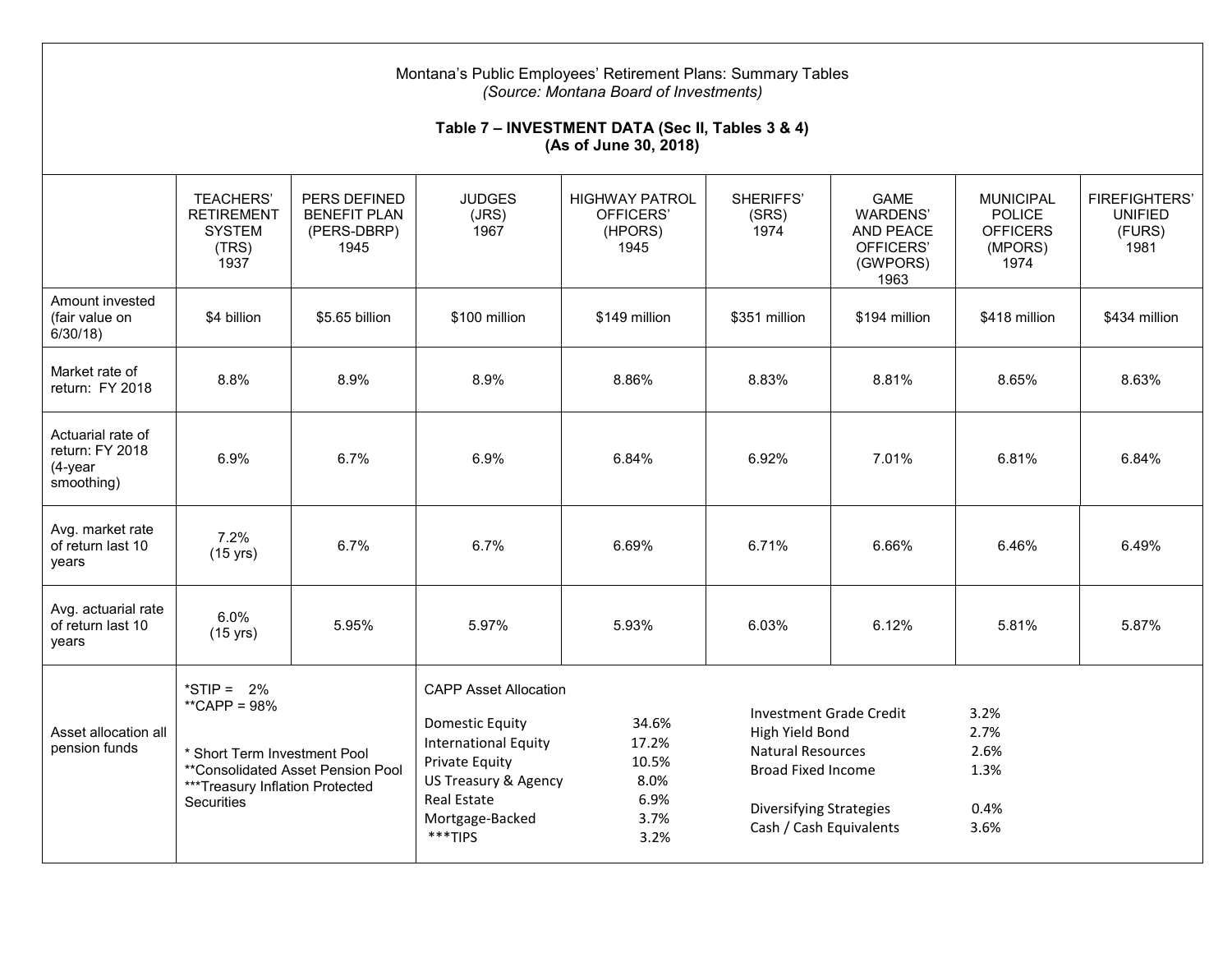Montana's Public Employees' Retirement Plans: Summary Tables
*(Source: Montana Board of Investments)*

**Table 7 – INVESTMENT DATA (Sec II, Tables 3 & 4)**
**(As of June 30, 2018)**

| | TEACHERS' RETIREMENT SYSTEM (TRS) 1937 | PERS DEFINED BENEFIT PLAN (PERS-DBRP) 1945 | JUDGES (JRS) 1967 | HIGHWAY PATROL OFFICERS' (HPORS) 1945 | SHERIFFS' (SRS) 1974 | GAME WARDENS' AND PEACE OFFICERS' (GWPORS) 1963 | MUNICIPAL POLICE OFFICERS (MPORS) 1974 | FIREFIGHTERS' UNIFIED (FURS) 1981 |
|---|---|---|---|---|---|---|---|---|
| Amount invested (fair value on 6/30/18) | $4 billion | $5.65 billion | $100 million | $149 million | $351 million | $194 million | $418 million | $434 million |
| Market rate of return: FY 2018 | 8.8% | 8.9% | 8.9% | 8.86% | 8.83% | 8.81% | 8.65% | 8.63% |
| Actuarial rate of return: FY 2018 (4-year smoothing) | 6.9% | 6.7% | 6.9% | 6.84% | 6.92% | 7.01% | 6.81% | 6.84% |
| Avg. market rate of return last 10 years | 7.2% (15 yrs) | 6.7% | 6.7% | 6.69% | 6.71% | 6.66% | 6.46% | 6.49% |
| Avg. actuarial rate of return last 10 years | 6.0% (15 yrs) | 5.95% | 5.97% | 5.93% | 6.03% | 6.12% | 5.81% | 5.87% |

**Asset allocation all pension funds**

*STIP = 2%
**CAPP = 98%

\* Short Term Investment Pool
** Consolidated Asset Pension Pool
*** Treasury Inflation Protected Securities

CAPP Asset Allocation

| Asset Class | Allocation |
|---|---|
| Domestic Equity | 34.6% |
| International Equity | 17.2% |
| Private Equity | 10.5% |
| US Treasury & Agency | 8.0% |
| Real Estate | 6.9% |
| Mortgage-Backed | 3.7% |
| ***TIPS | 3.2% |
| Investment Grade Credit | 3.2% |
| High Yield Bond | 2.7% |
| Natural Resources | 2.6% |
| Broad Fixed Income | 1.3% |
| Diversifying Strategies | 0.4% |
| Cash / Cash Equivalents | 3.6% |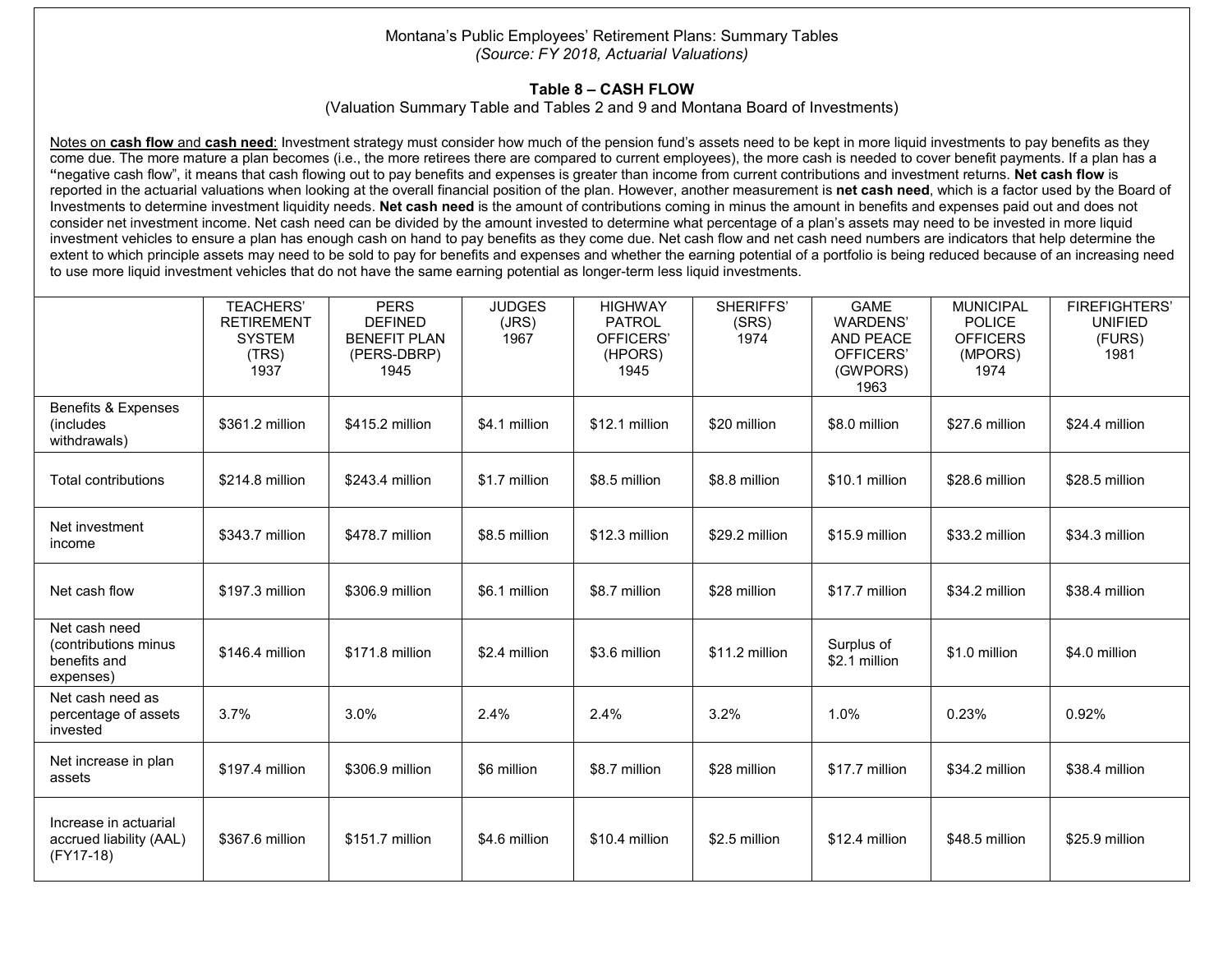Montana's Public Employees' Retirement Plans: Summary Tables
*(Source: FY 2018, Actuarial Valuations)*

## Table 8 – CASH FLOW

(Valuation Summary Table and Tables 2 and 9 and Montana Board of Investments)

<u>Notes on **cash flow** and **cash need**</u>: Investment strategy must consider how much of the pension fund's assets need to be kept in more liquid investments to pay benefits as they come due. The more mature a plan becomes (i.e., the more retirees there are compared to current employees), the more cash is needed to cover benefit payments. If a plan has a **"**negative cash flow", it means that cash flowing out to pay benefits and expenses is greater than income from current contributions and investment returns. **Net cash flow** is reported in the actuarial valuations when looking at the overall financial position of the plan. However, another measurement is **net cash need**, which is a factor used by the Board of Investments to determine investment liquidity needs. **Net cash need** is the amount of contributions coming in minus the amount in benefits and expenses paid out and does not consider net investment income. Net cash need can be divided by the amount invested to determine what percentage of a plan's assets may need to be invested in more liquid investment vehicles to ensure a plan has enough cash on hand to pay benefits as they come due. Net cash flow and net cash need numbers are indicators that help determine the extent to which principle assets may need to be sold to pay for benefits and expenses and whether the earning potential of a portfolio is being reduced because of an increasing need to use more liquid investment vehicles that do not have the same earning potential as longer-term less liquid investments.

| | TEACHERS' RETIREMENT SYSTEM (TRS) 1937 | PERS DEFINED BENEFIT PLAN (PERS-DBRP) 1945 | JUDGES (JRS) 1967 | HIGHWAY PATROL OFFICERS' (HPORS) 1945 | SHERIFFS' (SRS) 1974 | GAME WARDENS' AND PEACE OFFICERS' (GWPORS) 1963 | MUNICIPAL POLICE OFFICERS (MPORS) 1974 | FIREFIGHTERS' UNIFIED (FURS) 1981 |
|---|---|---|---|---|---|---|---|---|
| Benefits & Expenses (includes withdrawals) | $361.2 million | $415.2 million | $4.1 million | $12.1 million | $20 million | $8.0 million | $27.6 million | $24.4 million |
| Total contributions | $214.8 million | $243.4 million | $1.7 million | $8.5 million | $8.8 million | $10.1 million | $28.6 million | $28.5 million |
| Net investment income | $343.7 million | $478.7 million | $8.5 million | $12.3 million | $29.2 million | $15.9 million | $33.2 million | $34.3 million |
| Net cash flow | $197.3 million | $306.9 million | $6.1 million | $8.7 million | $28 million | $17.7 million | $34.2 million | $38.4 million |
| Net cash need (contributions minus benefits and expenses) | $146.4 million | $171.8 million | $2.4 million | $3.6 million | $11.2 million | Surplus of $2.1 million | $1.0 million | $4.0 million |
| Net cash need as percentage of assets invested | 3.7% | 3.0% | 2.4% | 2.4% | 3.2% | 1.0% | 0.23% | 0.92% |
| Net increase in plan assets | $197.4 million | $306.9 million | $6 million | $8.7 million | $28 million | $17.7 million | $34.2 million | $38.4 million |
| Increase in actuarial accrued liability (AAL) (FY17-18) | $367.6 million | $151.7 million | $4.6 million | $10.4 million | $2.5 million | $12.4 million | $48.5 million | $25.9 million |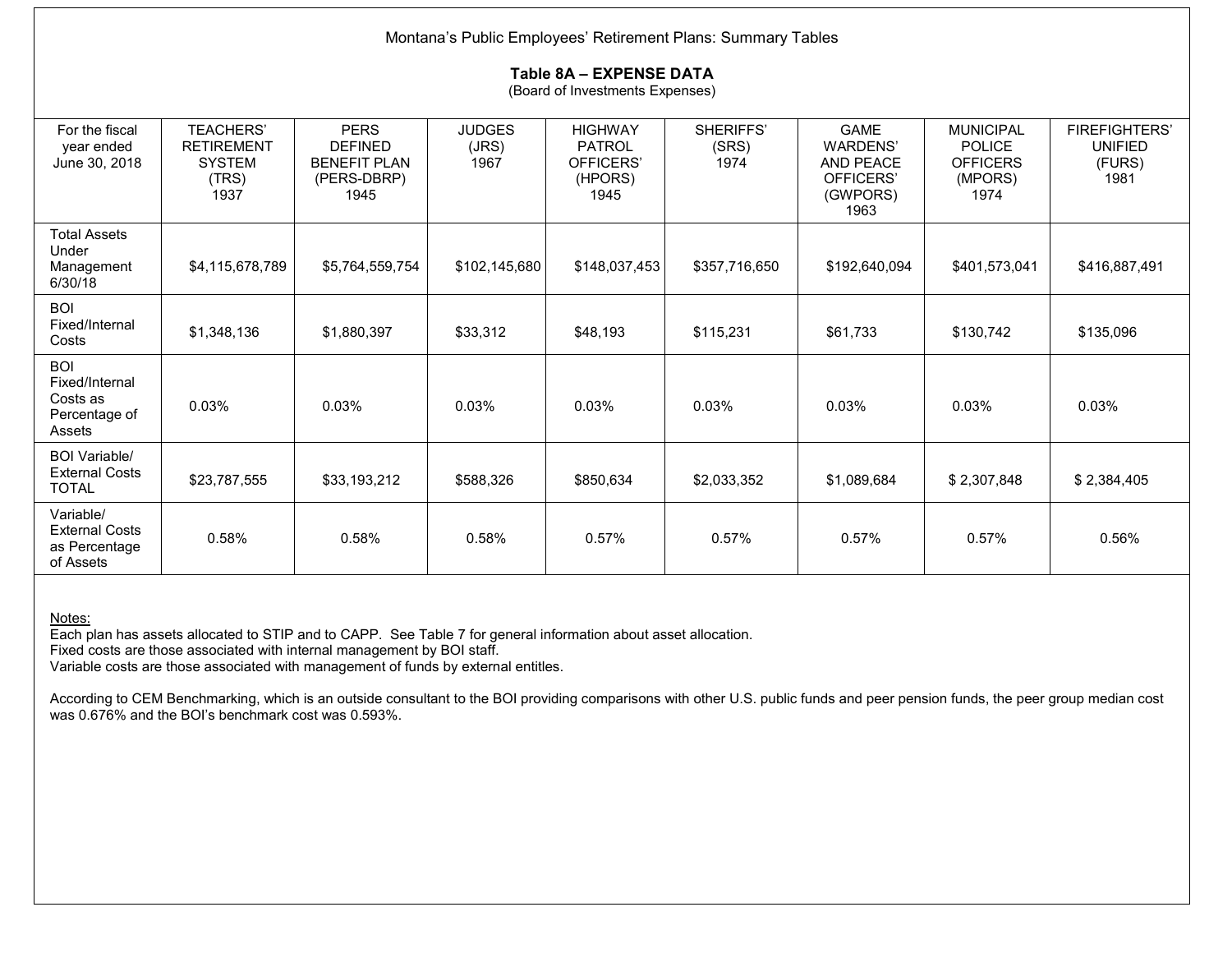Montana's Public Employees' Retirement Plans: Summary Tables

## Table 8A – EXPENSE DATA

(Board of Investments Expenses)

| For the fiscal year ended June 30, 2018 | TEACHERS' RETIREMENT SYSTEM (TRS) 1937 | PERS DEFINED BENEFIT PLAN (PERS-DBRP) 1945 | JUDGES (JRS) 1967 | HIGHWAY PATROL OFFICERS' (HPORS) 1945 | SHERIFFS' (SRS) 1974 | GAME WARDENS' AND PEACE OFFICERS' (GWPORS) 1963 | MUNICIPAL POLICE OFFICERS (MPORS) 1974 | FIREFIGHTERS' UNIFIED (FURS) 1981 |
|---|---|---|---|---|---|---|---|---|
| Total Assets Under Management 6/30/18 | $4,115,678,789 | $5,764,559,754 | $102,145,680 | $148,037,453 | $357,716,650 | $192,640,094 | $401,573,041 | $416,887,491 |
| BOI Fixed/Internal Costs | $1,348,136 | $1,880,397 | $33,312 | $48,193 | $115,231 | $61,733 | $130,742 | $135,096 |
| BOI Fixed/Internal Costs as Percentage of Assets | 0.03% | 0.03% | 0.03% | 0.03% | 0.03% | 0.03% | 0.03% | 0.03% |
| BOI Variable/ External Costs TOTAL | $23,787,555 | $33,193,212 | $588,326 | $850,634 | $2,033,352 | $1,089,684 | $ 2,307,848 | $ 2,384,405 |
| Variable/ External Costs as Percentage of Assets | 0.58% | 0.58% | 0.58% | 0.57% | 0.57% | 0.57% | 0.57% | 0.56% |

Notes:
Each plan has assets allocated to STIP and to CAPP. See Table 7 for general information about asset allocation.
Fixed costs are those associated with internal management by BOI staff.
Variable costs are those associated with management of funds by external entities.

According to CEM Benchmarking, which is an outside consultant to the BOI providing comparisons with other U.S. public funds and peer pension funds, the peer group median cost was 0.676% and the BOI's benchmark cost was 0.593%.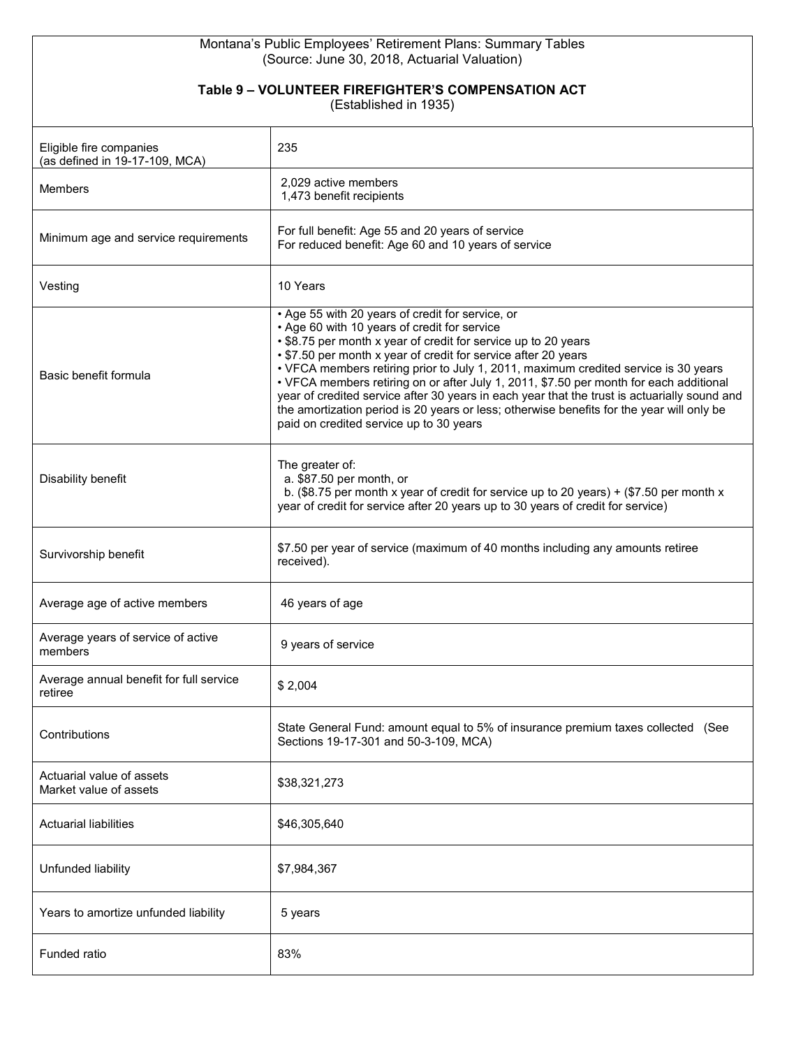Montana's Public Employees' Retirement Plans: Summary Tables
(Source: June 30, 2018, Actuarial Valuation)

### Table 9 – VOLUNTEER FIREFIGHTER'S COMPENSATION ACT

(Established in 1935)

| | |
|---|---|
| Eligible fire companies (as defined in 19-17-109, MCA) | 235 |
| Members | 2,029 active members<br>1,473 benefit recipients |
| Minimum age and service requirements | For full benefit: Age 55 and 20 years of service<br>For reduced benefit: Age 60 and 10 years of service |
| Vesting | 10 Years |
| Basic benefit formula | • Age 55 with 20 years of credit for service, or<br>• Age 60 with 10 years of credit for service<br>• $8.75 per month x year of credit for service up to 20 years<br>• $7.50 per month x year of credit for service after 20 years<br>• VFCA members retiring prior to July 1, 2011, maximum credited service is 30 years<br>• VFCA members retiring on or after July 1, 2011, $7.50 per month for each additional year of credited service after 30 years in each year that the trust is actuarially sound and the amortization period is 20 years or less; otherwise benefits for the year will only be paid on credited service up to 30 years |
| Disability benefit | The greater of:<br>a. $87.50 per month, or<br>b. ($8.75 per month x year of credit for service up to 20 years) + ($7.50 per month x year of credit for service after 20 years up to 30 years of credit for service) |
| Survivorship benefit | $7.50 per year of service (maximum of 40 months including any amounts retiree received). |
| Average age of active members | 46 years of age |
| Average years of service of active members | 9 years of service |
| Average annual benefit for full service retiree | $ 2,004 |
| Contributions | State General Fund: amount equal to 5% of insurance premium taxes collected (See Sections 19-17-301 and 50-3-109, MCA) |
| Actuarial value of assets<br>Market value of assets | $38,321,273 |
| Actuarial liabilities | $46,305,640 |
| Unfunded liability | $7,984,367 |
| Years to amortize unfunded liability | 5 years |
| Funded ratio | 83% |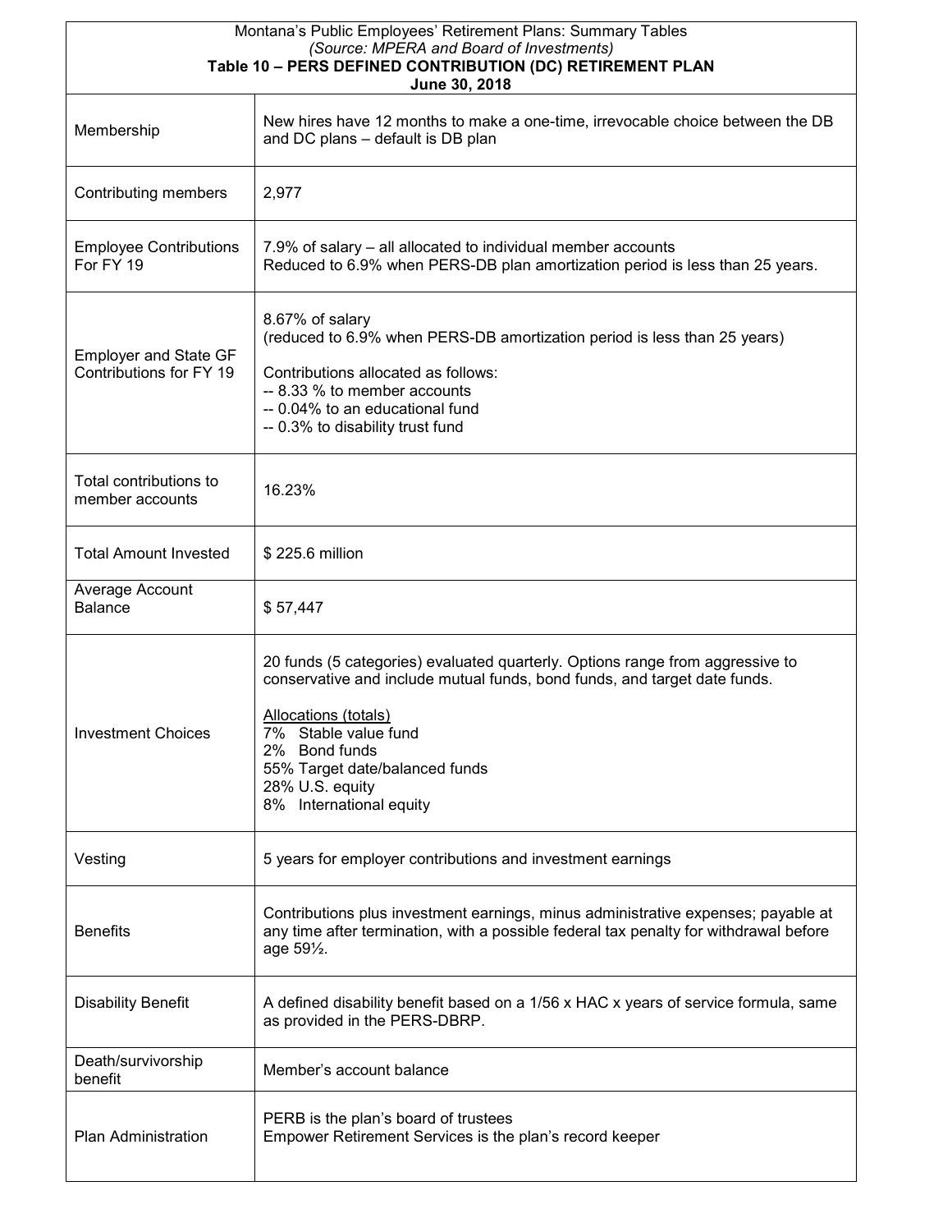Montana's Public Employees' Retirement Plans: Summary Tables

*(Source: MPERA and Board of Investments)*

**Table 10 – PERS DEFINED CONTRIBUTION (DC) RETIREMENT PLAN**

**June 30, 2018**

| | |
|---|---|
| Membership | New hires have 12 months to make a one-time, irrevocable choice between the DB and DC plans – default is DB plan |
| Contributing members | 2,977 |
| Employee Contributions For FY 19 | 7.9% of salary – all allocated to individual member accounts<br>Reduced to 6.9% when PERS-DB plan amortization period is less than 25 years. |
| Employer and State GF Contributions for FY 19 | 8.67% of salary<br>(reduced to 6.9% when PERS-DB amortization period is less than 25 years)<br><br>Contributions allocated as follows:<br>-- 8.33 % to member accounts<br>-- 0.04% to an educational fund<br>-- 0.3% to disability trust fund |
| Total contributions to member accounts | 16.23% |
| Total Amount Invested | $ 225.6 million |
| Average Account Balance | $ 57,447 |
| Investment Choices | 20 funds (5 categories) evaluated quarterly. Options range from aggressive to conservative and include mutual funds, bond funds, and target date funds.<br><br><u>Allocations (totals)</u><br>7% Stable value fund<br>2% Bond funds<br>55% Target date/balanced funds<br>28% U.S. equity<br>8% International equity |
| Vesting | 5 years for employer contributions and investment earnings |
| Benefits | Contributions plus investment earnings, minus administrative expenses; payable at any time after termination, with a possible federal tax penalty for withdrawal before age 59½. |
| Disability Benefit | A defined disability benefit based on a 1/56 x HAC x years of service formula, same as provided in the PERS-DBRP. |
| Death/survivorship benefit | Member's account balance |
| Plan Administration | PERB is the plan's board of trustees<br>Empower Retirement Services is the plan's record keeper |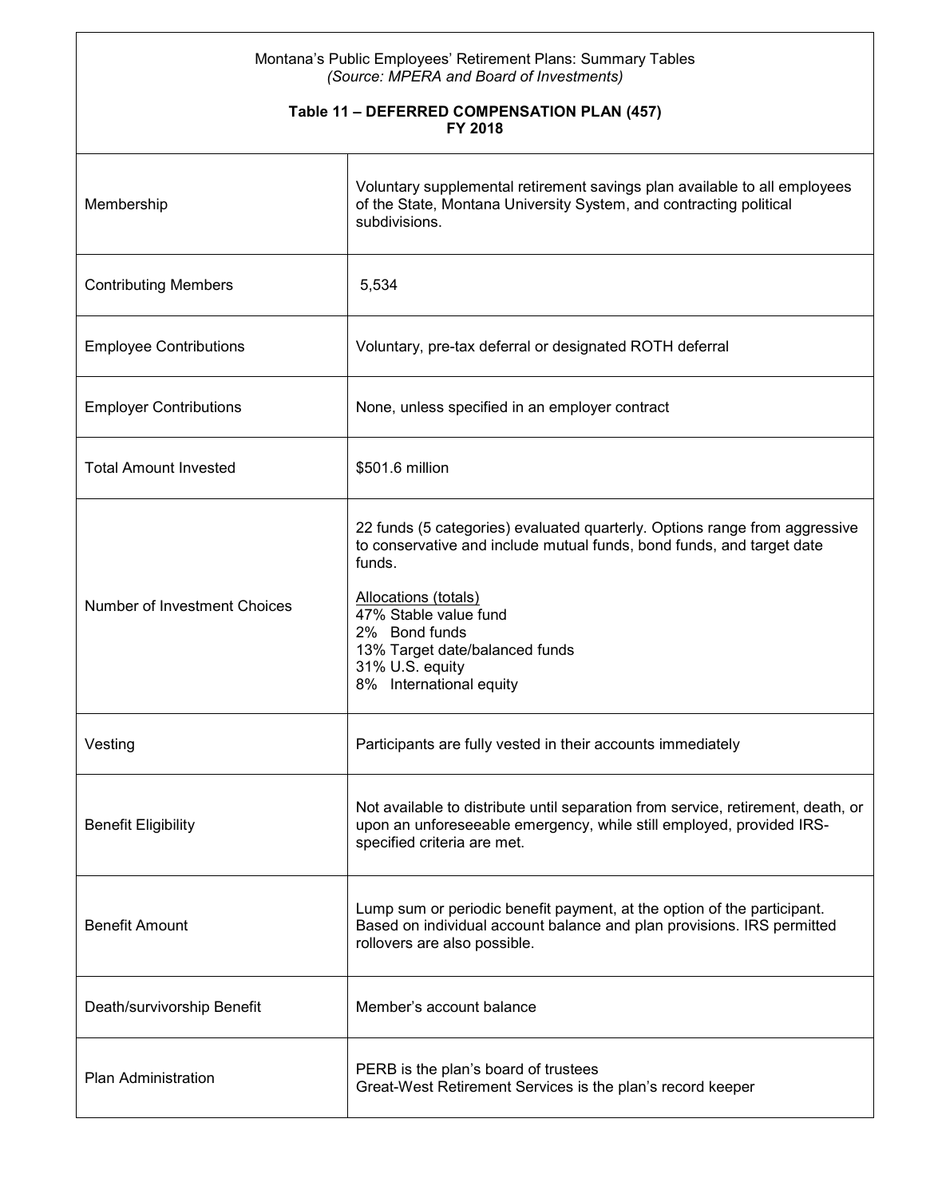Montana's Public Employees' Retirement Plans: Summary Tables
*(Source: MPERA and Board of Investments)*

**Table 11 – DEFERRED COMPENSATION PLAN (457)**
**FY 2018**

| | |
|---|---|
| Membership | Voluntary supplemental retirement savings plan available to all employees of the State, Montana University System, and contracting political subdivisions. |
| Contributing Members | 5,534 |
| Employee Contributions | Voluntary, pre-tax deferral or designated ROTH deferral |
| Employer Contributions | None, unless specified in an employer contract |
| Total Amount Invested | $501.6 million |
| Number of Investment Choices | 22 funds (5 categories) evaluated quarterly. Options range from aggressive to conservative and include mutual funds, bond funds, and target date funds.<br><br>Allocations (totals)<br>47% Stable value fund<br>2% Bond funds<br>13% Target date/balanced funds<br>31% U.S. equity<br>8% International equity |
| Vesting | Participants are fully vested in their accounts immediately |
| Benefit Eligibility | Not available to distribute until separation from service, retirement, death, or upon an unforeseeable emergency, while still employed, provided IRS-specified criteria are met. |
| Benefit Amount | Lump sum or periodic benefit payment, at the option of the participant. Based on individual account balance and plan provisions. IRS permitted rollovers are also possible. |
| Death/survivorship Benefit | Member's account balance |
| Plan Administration | PERB is the plan's board of trustees<br>Great-West Retirement Services is the plan's record keeper |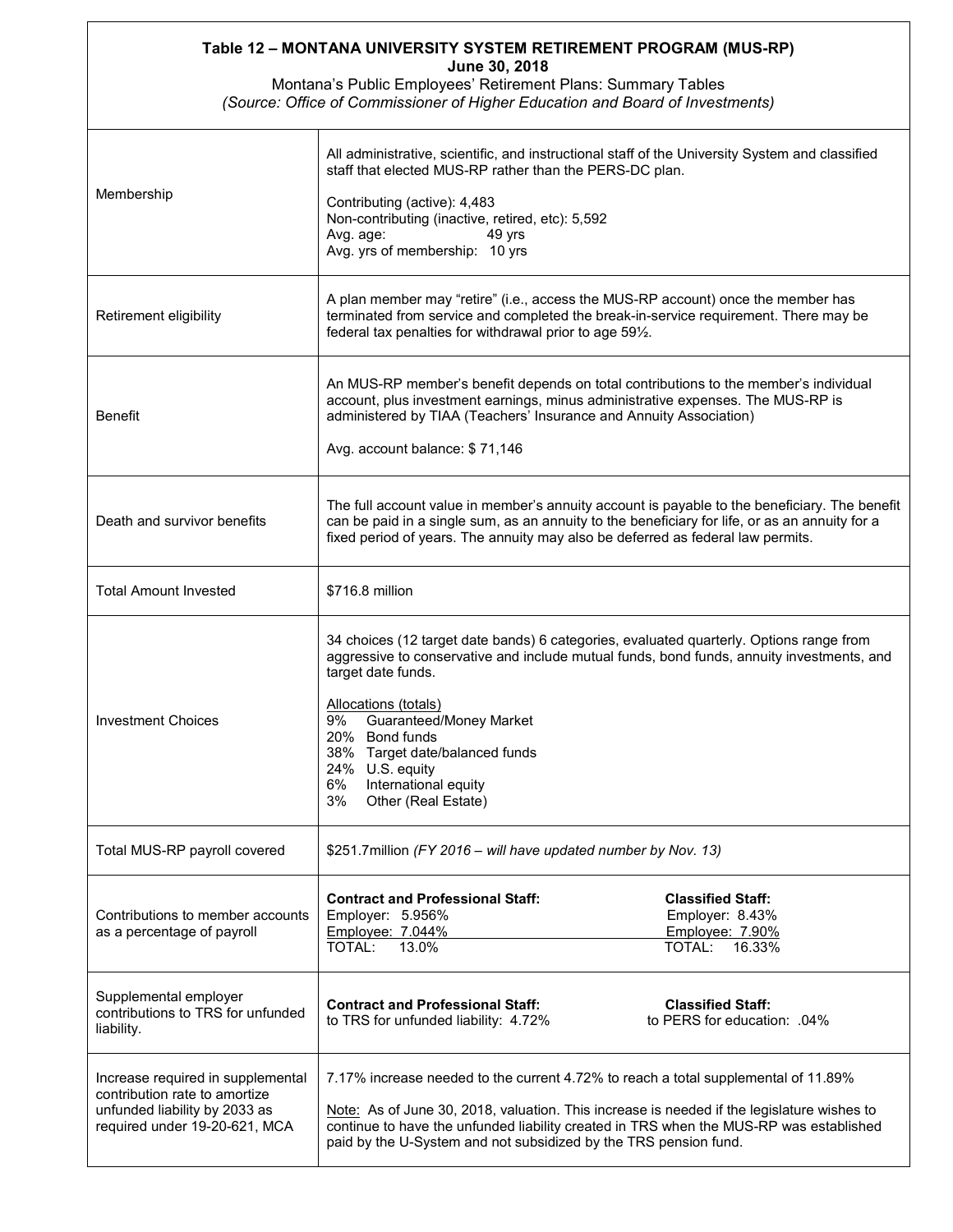**Table 12 – MONTANA UNIVERSITY SYSTEM RETIREMENT PROGRAM (MUS-RP)**
**June 30, 2018**
Montana's Public Employees' Retirement Plans: Summary Tables
*(Source: Office of Commissioner of Higher Education and Board of Investments)*

| | |
|---|---|
| Membership | All administrative, scientific, and instructional staff of the University System and classified staff that elected MUS-RP rather than the PERS-DC plan.<br><br>Contributing (active): 4,483<br>Non-contributing (inactive, retired, etc): 5,592<br>Avg. age: 49 yrs<br>Avg. yrs of membership: 10 yrs |
| Retirement eligibility | A plan member may "retire" (i.e., access the MUS-RP account) once the member has terminated from service and completed the break-in-service requirement. There may be federal tax penalties for withdrawal prior to age 59½. |
| Benefit | An MUS-RP member's benefit depends on total contributions to the member's individual account, plus investment earnings, minus administrative expenses. The MUS-RP is administered by TIAA (Teachers' Insurance and Annuity Association)<br><br>Avg. account balance: $ 71,146 |
| Death and survivor benefits | The full account value in member's annuity account is payable to the beneficiary. The benefit can be paid in a single sum, as an annuity to the beneficiary for life, or as an annuity for a fixed period of years. The annuity may also be deferred as federal law permits. |
| Total Amount Invested | $716.8 million |
| Investment Choices | 34 choices (12 target date bands) 6 categories, evaluated quarterly. Options range from aggressive to conservative and include mutual funds, bond funds, annuity investments, and target date funds.<br><br><u>Allocations (totals)</u><br>9% Guaranteed/Money Market<br>20% Bond funds<br>38% Target date/balanced funds<br>24% U.S. equity<br>6% International equity<br>3% Other (Real Estate) |
| Total MUS-RP payroll covered | $251.7million *(FY 2016 – will have updated number by Nov. 13)* |
| Contributions to member accounts as a percentage of payroll | **Contract and Professional Staff:**<br>Employer: 5.956%<br>Employee: 7.044%<br>TOTAL: 13.0%<br><br>**Classified Staff:**<br>Employer: 8.43%<br>Employee: 7.90%<br>TOTAL: 16.33% |
| Supplemental employer contributions to TRS for unfunded liability. | **Contract and Professional Staff:**<br>to TRS for unfunded liability: 4.72%<br><br>**Classified Staff:**<br>to PERS for education: .04% |
| Increase required in supplemental contribution rate to amortize unfunded liability by 2033 as required under 19-20-621, MCA | 7.17% increase needed to the current 4.72% to reach a total supplemental of 11.89%<br><br><u>Note:</u> As of June 30, 2018, valuation. This increase is needed if the legislature wishes to continue to have the unfunded liability created in TRS when the MUS-RP was established paid by the U-System and not subsidized by the TRS pension fund. |